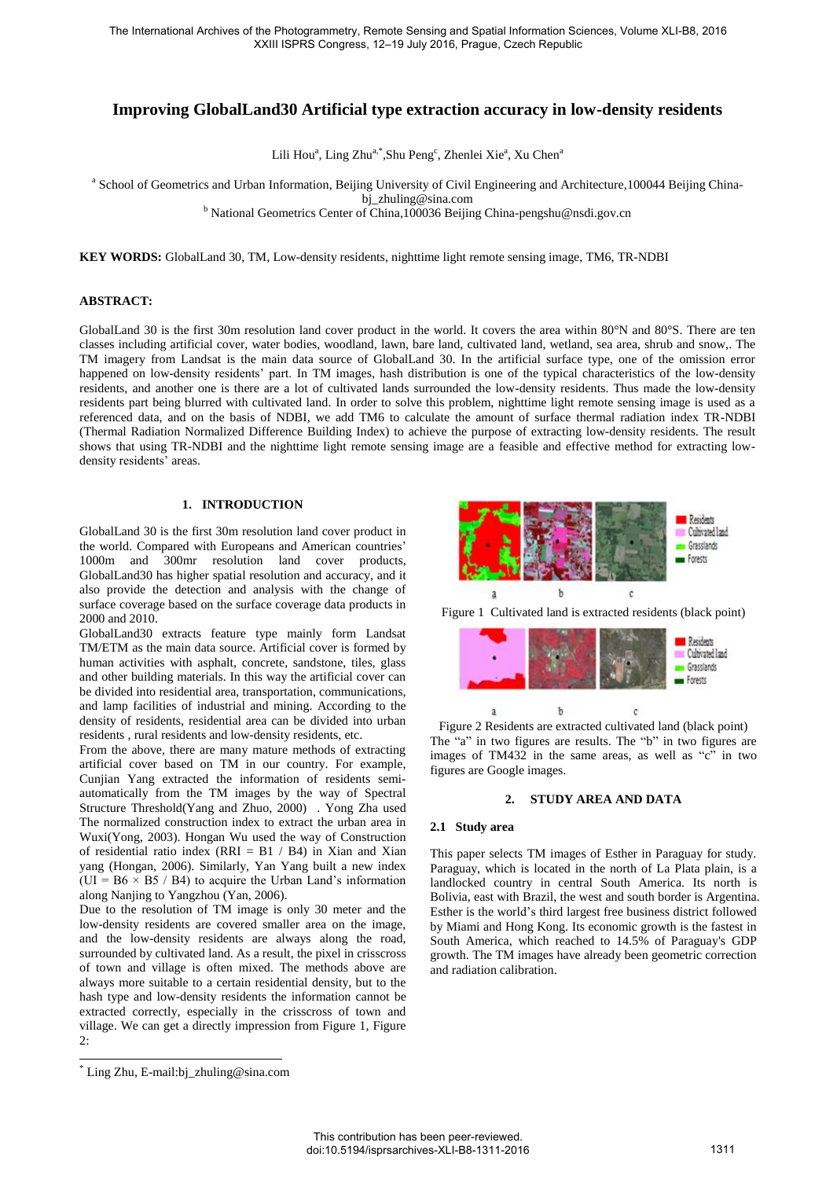# Improving GlobalLand30 Artificial type extraction accuracy in low-density residents

Lili Hou[a], Ling Zhu[a,*], Shu Peng[c], Zhenlei Xie[a], Xu Chen[a]

[a] School of Geometrics and Urban Information, Beijing University of Civil Engineering and Architecture,100044 Beijing China-bj_zhuling@sina.com

[b] National Geometrics Center of China,100036 Beijing China-pengshu@nsdi.gov.cn

**KEY WORDS:** GlobalLand 30, TM, Low-density residents, nighttime light remote sensing image, TM6, TR-NDBI

**ABSTRACT:**

GlobalLand 30 is the first 30m resolution land cover product in the world. It covers the area within 80°N and 80°S. There are ten classes including artificial cover, water bodies, woodland, lawn, bare land, cultivated land, wetland, sea area, shrub and snow,. The TM imagery from Landsat is the main data source of GlobalLand 30. In the artificial surface type, one of the omission error happened on low-density residents' part. In TM images, hash distribution is one of the typical characteristics of the low-density residents, and another one is there are a lot of cultivated lands surrounded the low-density residents. Thus made the low-density residents part being blurred with cultivated land. In order to solve this problem, nighttime light remote sensing image is used as a referenced data, and on the basis of NDBI, we add TM6 to calculate the amount of surface thermal radiation index TR-NDBI (Thermal Radiation Normalized Difference Building Index) to achieve the purpose of extracting low-density residents. The result shows that using TR-NDBI and the nighttime light remote sensing image are a feasible and effective method for extracting low-density residents' areas.

## 1. INTRODUCTION

GlobalLand 30 is the first 30m resolution land cover product in the world. Compared with Europeans and American countries' 1000m and 300mr resolution land cover products, GlobalLand30 has higher spatial resolution and accuracy, and it also provide the detection and analysis with the change of surface coverage based on the surface coverage data products in 2000 and 2010.

GlobalLand30 extracts feature type mainly form Landsat TM/ETM as the main data source. Artificial cover is formed by human activities with asphalt, concrete, sandstone, tiles, glass and other building materials. In this way the artificial cover can be divided into residential area, transportation, communications, and lamp facilities of industrial and mining. According to the density of residents, residential area can be divided into urban residents , rural residents and low-density residents, etc.

From the above, there are many mature methods of extracting artificial cover based on TM in our country. For example, Cunjian Yang extracted the information of residents semi-automatically from the TM images by the way of Spectral Structure Threshold(Yang and Zhuo, 2000) . Yong Zha used The normalized construction index to extract the urban area in Wuxi(Yong, 2003). Hongan Wu used the way of Construction of residential ratio index (RRI = B1 / B4) in Xian and Xian yang (Hongan, 2006). Similarly, Yan Yang built a new index (UI = B6 × B5 / B4) to acquire the Urban Land's information along Nanjing to Yangzhou (Yan, 2006).

Due to the resolution of TM image is only 30 meter and the low-density residents are covered smaller area on the image, and the low-density residents are always along the road, surrounded by cultivated land. As a result, the pixel in crisscross of town and village is often mixed. The methods above are always more suitable to a certain residential density, but to the hash type and low-density residents the information cannot be extracted correctly, especially in the crisscross of town and village. We can get a directly impression from Figure 1, Figure 2:

Residents
Cultivated land
Grasslands
Forests

a b c

Figure 1 Cultivated land is extracted residents (black point)

Residents
Cultivated land
Grasslands
Forests

a b c

Figure 2 Residents are extracted cultivated land (black point)

The "a" in two figures are results. The "b" in two figures are images of TM432 in the same areas, as well as "c" in two figures are Google images.

## 2. STUDY AREA AND DATA

### 2.1 Study area

This paper selects TM images of Esther in Paraguay for study. Paraguay, which is located in the north of La Plata plain, is a landlocked country in central South America. Its north is Bolivia, east with Brazil, the west and south border is Argentina. Esther is the world's third largest free business district followed by Miami and Hong Kong. Its economic growth is the fastest in South America, which reached to 14.5% of Paraguay's GDP growth. The TM images have already been geometric correction and radiation calibration.

---

[*] Ling Zhu, E-mail:bj_zhuling@sina.com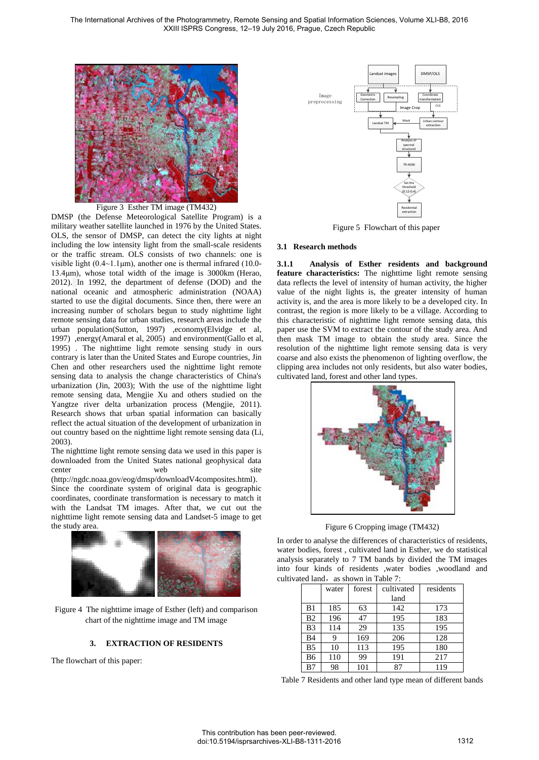Figure 3 Esther TM image (TM432)

DMSP (the Defense Meteorological Satellite Program) is a military weather satellite launched in 1976 by the United States. OLS, the sensor of DMSP, can detect the city lights at night including the low intensity light from the small-scale residents or the traffic stream. OLS consists of two channels: one is visible light (0.4~1.1μm), another one is thermal infrared (10.0-13.4μm), whose total width of the image is 3000km (Herao, 2012). In 1992, the department of defense (DOD) and the national oceanic and atmospheric administration (NOAA) started to use the digital documents. Since then, there were an increasing number of scholars begun to study nighttime light remote sensing data for urban studies, research areas include the urban population(Sutton, 1997) ,economy(Elvidge et al, 1997) ,energy(Amaral et al, 2005) and environment(Gallo et al, 1995) . The nighttime light remote sensing study in ours contrary is later than the United States and Europe countries, Jin Chen and other researchers used the nighttime light remote sensing data to analysis the change characteristics of China's urbanization (Jin, 2003); With the use of the nighttime light remote sensing data, Mengjie Xu and others studied on the Yangtze river delta urbanization process (Mengjie, 2011). Research shows that urban spatial information can basically reflect the actual situation of the development of urbanization in out country based on the nighttime light remote sensing data (Li, 2003).

The nighttime light remote sensing data we used in this paper is downloaded from the United States national geophysical data center web site (http://ngdc.noaa.gov/eog/dmsp/downloadV4composites.html). Since the coordinate system of original data is geographic coordinates, coordinate transformation is necessary to match it with the Landsat TM images. After that, we cut out the nighttime light remote sensing data and Landset-5 image to get the study area.

Figure 4 The nighttime image of Esther (left) and comparison chart of the nighttime image and TM image

## 3. EXTRACTION OF RESIDENTS

The flowchart of this paper:

Landsat images
DMSP/OLS
Image preprocessing
Geometric Correction
Resampling
Coordinate transformation
Image Crop
SVM
Landsat TM
Mask
Urban contour extraction
Analysis of spectral structural
TR-NDBI
Set the threshold (0.12-0.4)
Residential extraction

Figure 5 Flowchart of this paper

### 3.1 Research methods

**3.1.1 Analysis of Esther residents and background feature characteristics:** The nighttime light remote sensing data reflects the level of intensity of human activity, the higher value of the night lights is, the greater intensity of human activity is, and the area is more likely to be a developed city. In contrast, the region is more likely to be a village. According to this characteristic of nighttime light remote sensing data, this paper use the SVM to extract the contour of the study area. And then mask TM image to obtain the study area. Since the resolution of the nighttime light remote sensing data is very coarse and also exists the phenomenon of lighting overflow, the clipping area includes not only residents, but also water bodies, cultivated land, forest and other land types.

Figure 6 Cropping image (TM432)

In order to analyse the differences of characteristics of residents, water bodies, forest , cultivated land in Esther, we do statistical analysis separately to 7 TM bands by divided the TM images into four kinds of residents ,water bodies ,woodland and cultivated land，as shown in Table 7:

| | water | forest | cultivated land | residents |
|---|---|---|---|---|
| B1 | 185 | 63 | 142 | 173 |
| B2 | 196 | 47 | 195 | 183 |
| B3 | 114 | 29 | 135 | 195 |
| B4 | 9 | 169 | 206 | 128 |
| B5 | 10 | 113 | 195 | 180 |
| B6 | 110 | 99 | 191 | 217 |
| B7 | 98 | 101 | 87 | 119 |

Table 7 Residents and other land type mean of different bands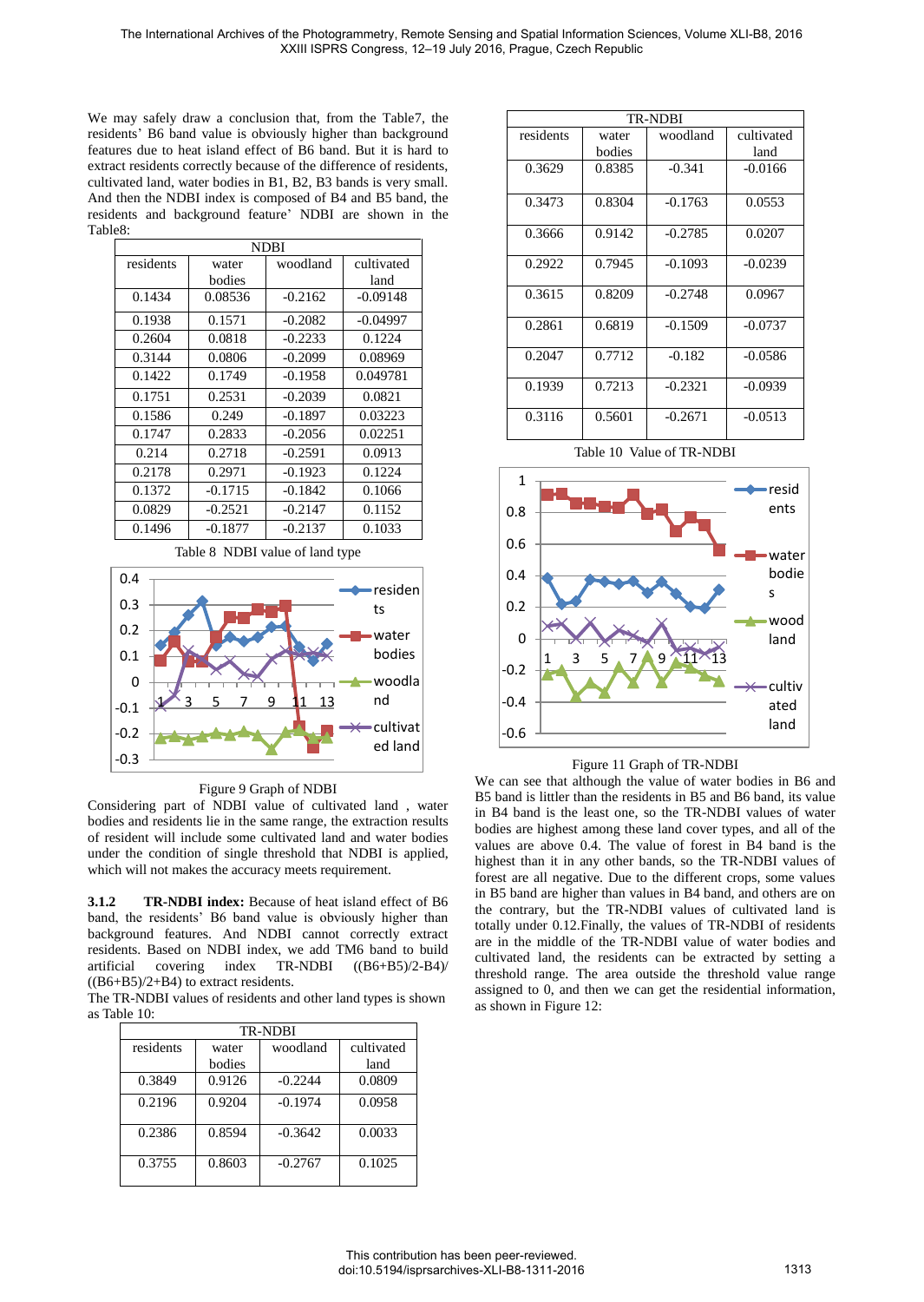We may safely draw a conclusion that, from the Table7, the residents' B6 band value is obviously higher than background features due to heat island effect of B6 band. But it is hard to extract residents correctly because of the difference of residents, cultivated land, water bodies in B1, B2, B3 bands is very small. And then the NDBI index is composed of B4 and B5 band, the residents and background feature' NDBI are shown in the Table8:

| NDBI | | | |
|---|---|---|---|
| residents | water bodies | woodland | cultivated land |
| 0.1434 | 0.08536 | -0.2162 | -0.09148 |
| 0.1938 | 0.1571 | -0.2082 | -0.04997 |
| 0.2604 | 0.0818 | -0.2233 | 0.1224 |
| 0.3144 | 0.0806 | -0.2099 | 0.08969 |
| 0.1422 | 0.1749 | -0.1958 | 0.049781 |
| 0.1751 | 0.2531 | -0.2039 | 0.0821 |
| 0.1586 | 0.249 | -0.1897 | 0.03223 |
| 0.1747 | 0.2833 | -0.2056 | 0.02251 |
| 0.214 | 0.2718 | -0.2591 | 0.0913 |
| 0.2178 | 0.2971 | -0.1923 | 0.1224 |
| 0.1372 | -0.1715 | -0.1842 | 0.1066 |
| 0.0829 | -0.2521 | -0.2147 | 0.1152 |
| 0.1496 | -0.1877 | -0.2137 | 0.1033 |

Table 8 NDBI value of land type

0.4
0.3
0.2
0.1
0
-0.1
-0.2
-0.3
1 3 5 7 9 11 13
residents
water bodies
woodland
cultivated land

Figure 9 Graph of NDBI

Considering part of NDBI value of cultivated land , water bodies and residents lie in the same range, the extraction results of resident will include some cultivated land and water bodies under the condition of single threshold that NDBI is applied, which will not makes the accuracy meets requirement.

**3.1.2 TR-NDBI index:** Because of heat island effect of B6 band, the residents' B6 band value is obviously higher than background features. And NDBI cannot correctly extract residents. Based on NDBI index, we add TM6 band to build artificial covering index TR-NDBI ((B6+B5)/2-B4)/((B6+B5)/2+B4) to extract residents.

The TR-NDBI values of residents and other land types is shown as Table 10:

| TR-NDBI | | | |
|---|---|---|---|
| residents | water bodies | woodland | cultivated land |
| 0.3849 | 0.9126 | -0.2244 | 0.0809 |
| 0.2196 | 0.9204 | -0.1974 | 0.0958 |
| 0.2386 | 0.8594 | -0.3642 | 0.0033 |
| 0.3755 | 0.8603 | -0.2767 | 0.1025 |
| 0.3629 | 0.8385 | -0.341 | -0.0166 |
| 0.3473 | 0.8304 | -0.1763 | 0.0553 |
| 0.3666 | 0.9142 | -0.2785 | 0.0207 |
| 0.2922 | 0.7945 | -0.1093 | -0.0239 |
| 0.3615 | 0.8209 | -0.2748 | 0.0967 |
| 0.2861 | 0.6819 | -0.1509 | -0.0737 |
| 0.2047 | 0.7712 | -0.182 | -0.0586 |
| 0.1939 | 0.7213 | -0.2321 | -0.0939 |
| 0.3116 | 0.5601 | -0.2671 | -0.0513 |

Table 10 Value of TR-NDBI

1
0.8
0.6
0.4
0.2
0
-0.2
-0.4
-0.6
1 3 5 7 9 11 13
residents
water bodies
wood land
cultivated land

Figure 11 Graph of TR-NDBI

We can see that although the value of water bodies in B6 and B5 band is littler than the residents in B5 and B6 band, its value in B4 band is the least one, so the TR-NDBI values of water bodies are highest among these land cover types, and all of the values are above 0.4. The value of forest in B4 band is the highest than it in any other bands, so the TR-NDBI values of forest are all negative. Due to the different crops, some values in B5 band are higher than values in B4 band, and others are on the contrary, but the TR-NDBI values of cultivated land is totally under 0.12.Finally, the values of TR-NDBI of residents are in the middle of the TR-NDBI value of water bodies and cultivated land, the residents can be extracted by setting a threshold range. The area outside the threshold value range assigned to 0, and then we can get the residential information, as shown in Figure 12: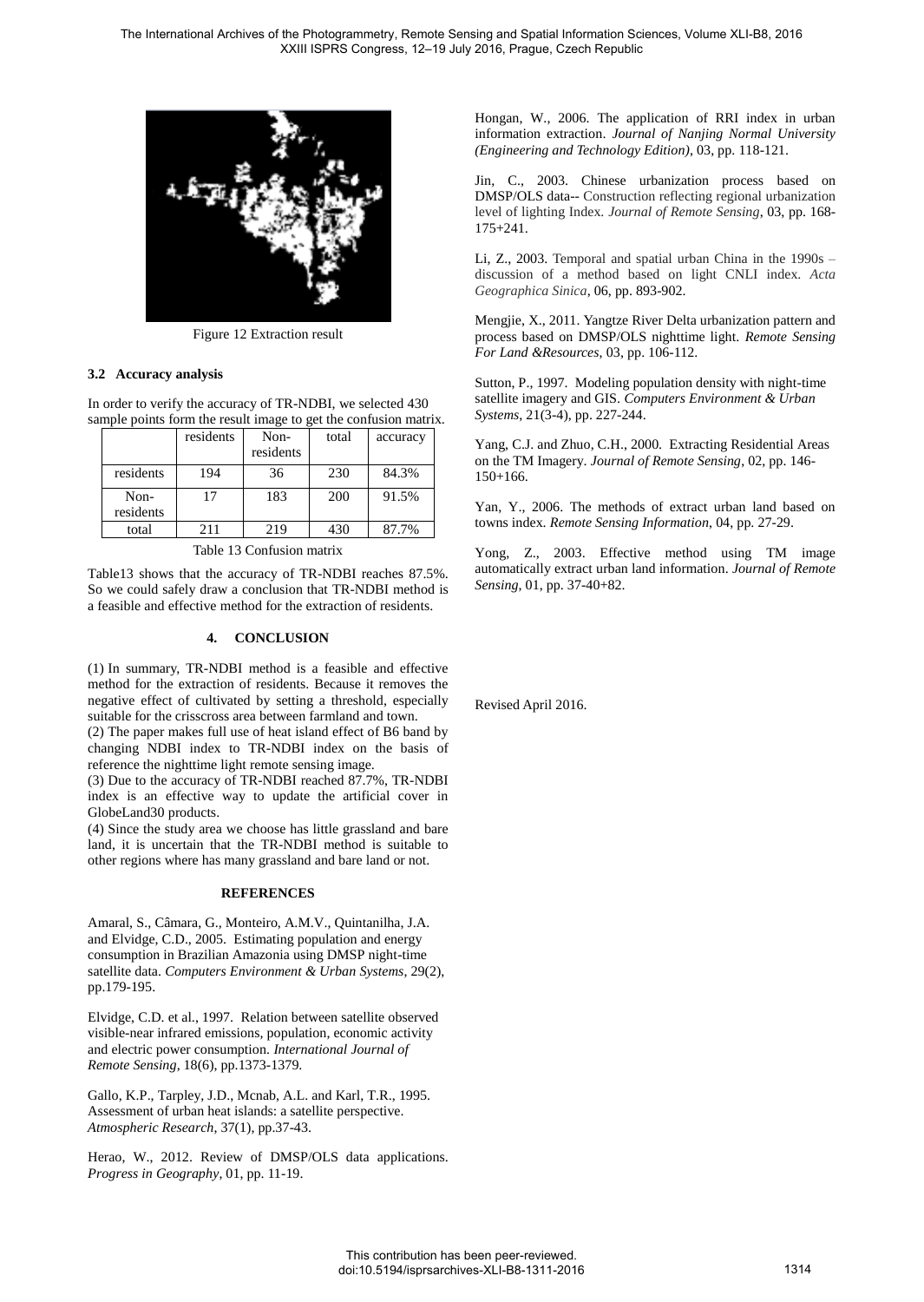Figure 12 Extraction result

### 3.2 Accuracy analysis

In order to verify the accuracy of TR-NDBI, we selected 430 sample points form the result image to get the confusion matrix.

| | residents | Non-residents | total | accuracy |
|---|---|---|---|---|
| residents | 194 | 36 | 230 | 84.3% |
| Non-residents | 17 | 183 | 200 | 91.5% |
| total | 211 | 219 | 430 | 87.7% |

Table 13 Confusion matrix

Table13 shows that the accuracy of TR-NDBI reaches 87.5%. So we could safely draw a conclusion that TR-NDBI method is a feasible and effective method for the extraction of residents.

## 4. CONCLUSION

(1) In summary, TR-NDBI method is a feasible and effective method for the extraction of residents. Because it removes the negative effect of cultivated by setting a threshold, especially suitable for the crisscross area between farmland and town.

(2) The paper makes full use of heat island effect of B6 band by changing NDBI index to TR-NDBI index on the basis of reference the nighttime light remote sensing image.

(3) Due to the accuracy of TR-NDBI reached 87.7%, TR-NDBI index is an effective way to update the artificial cover in GlobeLand30 products.

(4) Since the study area we choose has little grassland and bare land, it is uncertain that the TR-NDBI method is suitable to other regions where has many grassland and bare land or not.

## REFERENCES

Amaral, S., Câmara, G., Monteiro, A.M.V., Quintanilha, J.A. and Elvidge, C.D., 2005. Estimating population and energy consumption in Brazilian Amazonia using DMSP night-time satellite data. *Computers Environment & Urban Systems*, 29(2), pp.179-195.

Elvidge, C.D. et al., 1997. Relation between satellite observed visible-near infrared emissions, population, economic activity and electric power consumption. *International Journal of Remote Sensing*, 18(6), pp.1373-1379.

Gallo, K.P., Tarpley, J.D., Mcnab, A.L. and Karl, T.R., 1995. Assessment of urban heat islands: a satellite perspective. *Atmospheric Research*, 37(1), pp.37-43.

Herao, W., 2012. Review of DMSP/OLS data applications. *Progress in Geography*, 01, pp. 11-19.

Hongan, W., 2006. The application of RRI index in urban information extraction. *Journal of Nanjing Normal University (Engineering and Technology Edition)*, 03, pp. 118-121.

Jin, C., 2003. Chinese urbanization process based on DMSP/OLS data-- Construction reflecting regional urbanization level of lighting Index. *Journal of Remote Sensing*, 03, pp. 168-175+241.

Li, Z., 2003. Temporal and spatial urban China in the 1990s – discussion of a method based on light CNLI index. *Acta Geographica Sinica*, 06, pp. 893-902.

Mengjie, X., 2011. Yangtze River Delta urbanization pattern and process based on DMSP/OLS nighttime light. *Remote Sensing For Land &Resources*, 03, pp. 106-112.

Sutton, P., 1997. Modeling population density with night-time satellite imagery and GIS. *Computers Environment & Urban Systems*, 21(3-4), pp. 227-244.

Yang, C.J. and Zhuo, C.H., 2000. Extracting Residential Areas on the TM Imagery. *Journal of Remote Sensing*, 02, pp. 146-150+166.

Yan, Y., 2006. The methods of extract urban land based on towns index. *Remote Sensing Information*, 04, pp. 27-29.

Yong, Z., 2003. Effective method using TM image automatically extract urban land information. *Journal of Remote Sensing*, 01, pp. 37-40+82.

Revised April 2016.